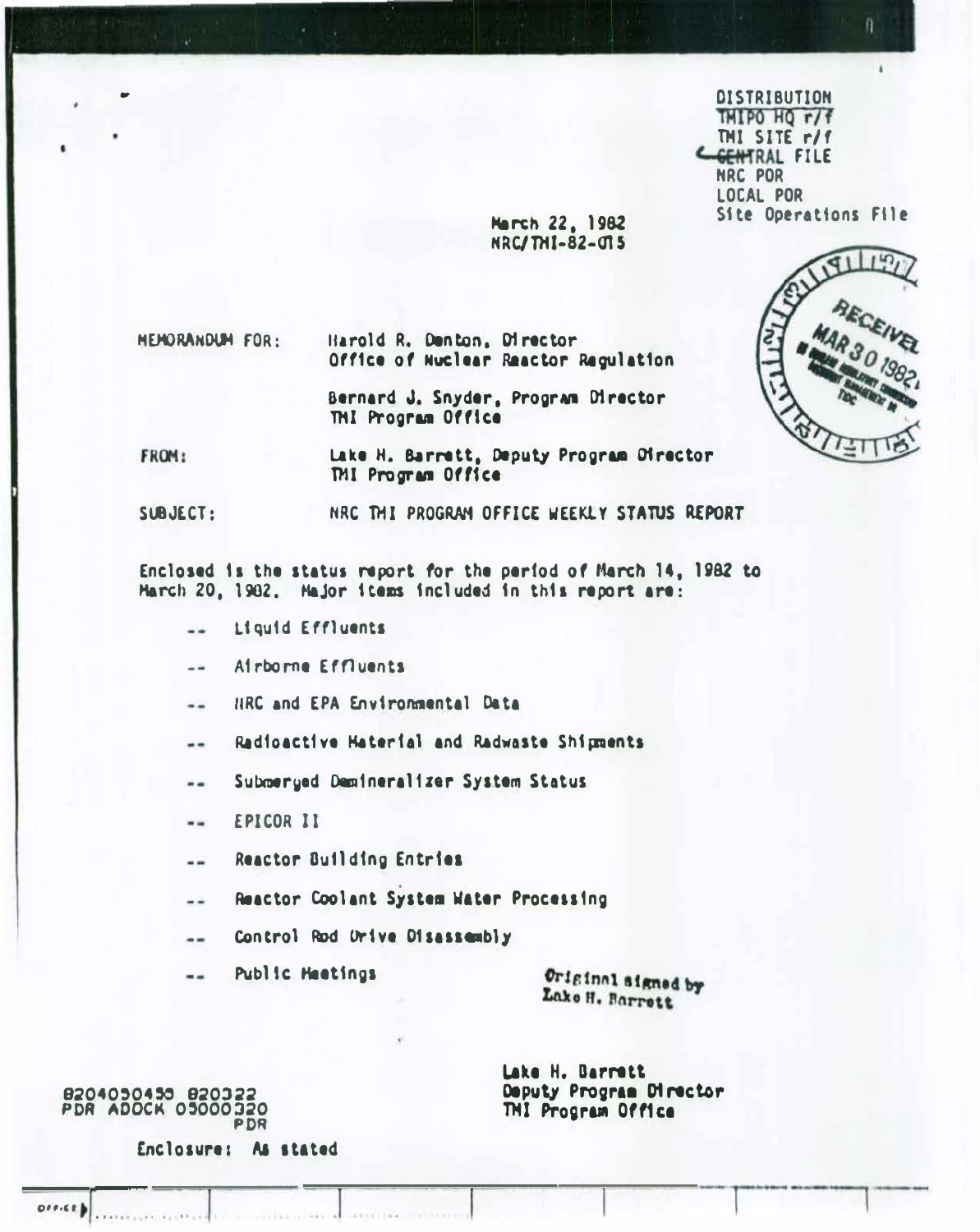DISTRIBUTION
TMIPO HQ r/f
TMI SITE r/f
CENTRAL FILE
NRC PDR
LOCAL PDR
Site Operations File

March 22, 1982
NRC/TMI-82-015

RECEIVED MAR 30 1982

MEMORANDUM FOR: Harold R. Denton, Director
Office of Nuclear Reactor Regulation

Bernard J. Snyder, Program Director
TMI Program Office

FROM: Lake H. Barrett, Deputy Program Director
TMI Program Office

SUBJECT: NRC TMI PROGRAM OFFICE WEEKLY STATUS REPORT

Enclosed is the status report for the period of March 14, 1982 to March 20, 1982. Major items included in this report are:

- -- Liquid Effluents
- -- Airborne Effluents
- -- NRC and EPA Environmental Data
- -- Radioactive Material and Radwaste Shipments
- -- Submerged Demineralizer System Status
- -- EPICOR II
- -- Reactor Building Entries
- -- Reactor Coolant System Water Processing
- -- Control Rod Drive Disassembly
- -- Public Meetings

Original signed by
Lake H. Barrett

Lake H. Barrett
Deputy Program Director
TMI Program Office

8204050455 820322
PDR ADOCK 05000320
PDR

Enclosure: As stated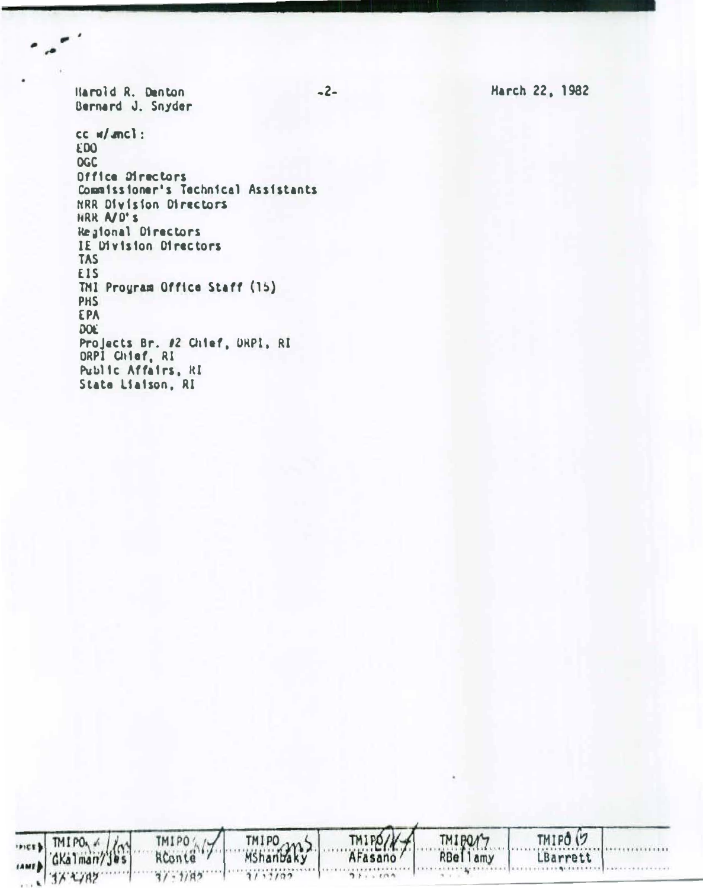Harold R. Denton
Bernard J. Snyder

March 22, 1982

cc w/encl:
EDO
OGC
Office Directors
Commissioner's Technical Assistants
NRR Division Directors
NRR A/D's
Regional Directors
IE Division Directors
TAS
EIS
TMI Program Office Staff (15)
PHS
EPA
DOE
Projects Br. #2 Chief, DRPI, RI
DRPI Chief, RI
Public Affairs, RI
State Liaison, RI

| OFFICE | TMIPO | TMIPO | TMIPO | TMIPO | TMIPO | TMIPO | |
|---|---|---|---|---|---|---|---|
| SURNAME | GKalman/jes | RConte | MShanbaky | AFasano | RBellamy | LBarrett | |
| DATE | 3/ /82 | 3/ /82 | 3/ /82 | 3/ /82 | | | |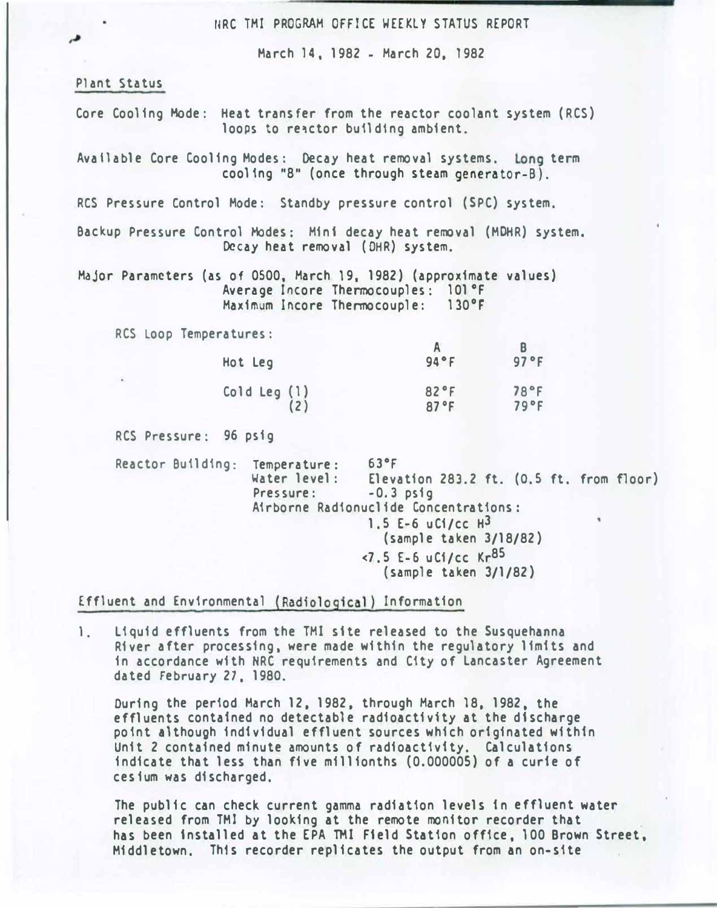# NRC TMI PROGRAM OFFICE WEEKLY STATUS REPORT

March 14, 1982 - March 20, 1982

## Plant Status

Core Cooling Mode: Heat transfer from the reactor coolant system (RCS) loops to reactor building ambient.

Available Core Cooling Modes: Decay heat removal systems. Long term cooling "B" (once through steam generator-B).

RCS Pressure Control Mode: Standby pressure control (SPC) system.

Backup Pressure Control Modes: Mini decay heat removal (MDHR) system. Decay heat removal (DHR) system.

Major Parameters (as of 0500, March 19, 1982) (approximate values)
Average Incore Thermocouples: 101°F
Maximum Incore Thermocouple: 130°F

RCS Loop Temperatures:

| | A | B |
|---|---|---|
| Hot Leg | 94°F | 97°F |
| Cold Leg (1) | 82°F | 78°F |
| (2) | 87°F | 79°F |

RCS Pressure: 96 psig

Reactor Building:
- Temperature: 63°F
- Water level: Elevation 283.2 ft. (0.5 ft. from floor)
- Pressure: -0.3 psig
- Airborne Radionuclide Concentrations:
  - 1.5 E-6 uCi/cc $H^3$ (sample taken 3/18/82)
  - <7.5 E-6 uCi/cc $Kr^{85}$ (sample taken 3/1/82)

## Effluent and Environmental (Radiological) Information

1. Liquid effluents from the TMI site released to the Susquehanna River after processing, were made within the regulatory limits and in accordance with NRC requirements and City of Lancaster Agreement dated February 27, 1980.

   During the period March 12, 1982, through March 18, 1982, the effluents contained no detectable radioactivity at the discharge point although individual effluent sources which originated within Unit 2 contained minute amounts of radioactivity. Calculations indicate that less than five millionths (0.000005) of a curie of cesium was discharged.

   The public can check current gamma radiation levels in effluent water released from TMI by looking at the remote monitor recorder that has been installed at the EPA TMI Field Station office, 100 Brown Street, Middletown. This recorder replicates the output from an on-site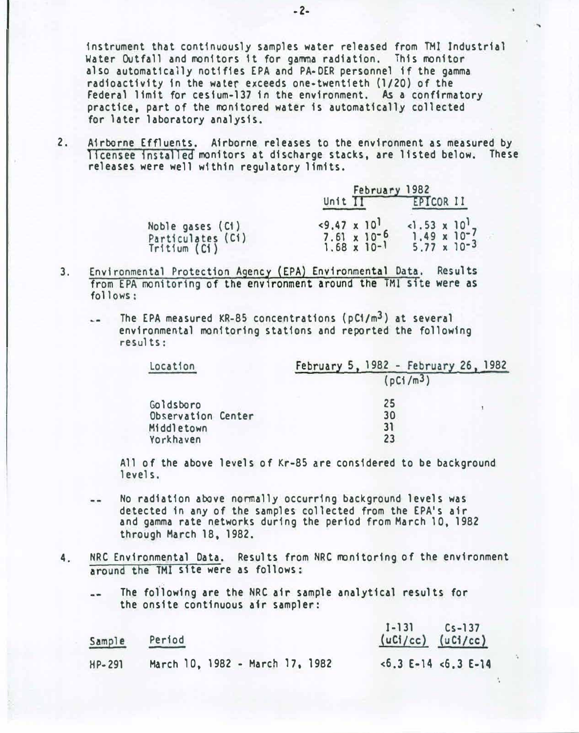instrument that continuously samples water released from TMI Industrial Water Outfall and monitors it for gamma radiation. This monitor also automatically notifies EPA and PA-DER personnel if the gamma radioactivity in the water exceeds one-twentieth (1/20) of the Federal limit for cesium-137 in the environment. As a confirmatory practice, part of the monitored water is automatically collected for later laboratory analysis.

2. Airborne Effluents. Airborne releases to the environment as measured by licensee installed monitors at discharge stacks, are listed below. These releases were well within regulatory limits.

| | February 1982 | |
|---|---|---|
| | Unit II | EPICOR II |
| Noble gases (Ci) | $<9.47 \times 10^{1}$ | $<1.53 \times 10^{1}$ |
| Particulates (Ci) | $7.61 \times 10^{-6}$ | $1.49 \times 10^{-7}$ |
| Tritium (Ci) | $1.68 \times 10^{-1}$ | $5.77 \times 10^{-3}$ |

3. Environmental Protection Agency (EPA) Environmental Data. Results from EPA monitoring of the environment around the TMI site were as follows:

-- The EPA measured KR-85 concentrations ($pCi/m^3$) at several environmental monitoring stations and reported the following results:

| Location | February 5, 1982 - February 26, 1982 ($pCi/m^3$) |
|---|---|
| Goldsboro | 25 |
| Observation Center | 30 |
| Middletown | 31 |
| Yorkhaven | 23 |

All of the above levels of Kr-85 are considered to be background levels.

-- No radiation above normally occurring background levels was detected in any of the samples collected from the EPA's air and gamma rate networks during the period from March 10, 1982 through March 18, 1982.

4. NRC Environmental Data. Results from NRC monitoring of the environment around the TMI site were as follows:

-- The following are the NRC air sample analytical results for the onsite continuous air sampler:

| Sample | Period | I-131 (uCi/cc) | Cs-137 (uCi/cc) |
|---|---|---|---|
| HP-291 | March 10, 1982 - March 17, 1982 | <6.3 E-14 | <6.3 E-14 |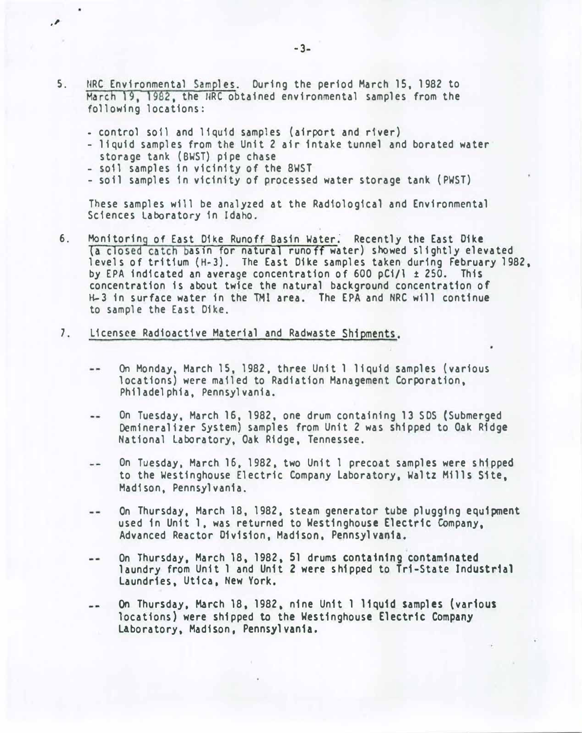5. NRC Environmental Samples. During the period March 15, 1982 to March 19, 1982, the NRC obtained environmental samples from the following locations:

   - control soil and liquid samples (airport and river)
   - liquid samples from the Unit 2 air intake tunnel and borated water storage tank (BWST) pipe chase
   - soil samples in vicinity of the BWST
   - soil samples in vicinity of processed water storage tank (PWST)

   These samples will be analyzed at the Radiological and Environmental Sciences Laboratory in Idaho.

6. Monitoring of East Dike Runoff Basin Water. Recently the East Dike (a closed catch basin for natural runoff water) showed slightly elevated levels of tritium (H-3). The East Dike samples taken during February 1982, by EPA indicated an average concentration of 600 pCi/l ± 250. This concentration is about twice the natural background concentration of H-3 in surface water in the TMI area. The EPA and NRC will continue to sample the East Dike.

7. Licensee Radioactive Material and Radwaste Shipments.

   -- On Monday, March 15, 1982, three Unit 1 liquid samples (various locations) were mailed to Radiation Management Corporation, Philadelphia, Pennsylvania.

   -- On Tuesday, March 16, 1982, one drum containing 13 SDS (Submerged Demineralizer System) samples from Unit 2 was shipped to Oak Ridge National Laboratory, Oak Ridge, Tennessee.

   -- On Tuesday, March 16, 1982, two Unit 1 precoat samples were shipped to the Westinghouse Electric Company Laboratory, Waltz Mills Site, Madison, Pennsylvania.

   -- On Thursday, March 18, 1982, steam generator tube plugging equipment used in Unit 1, was returned to Westinghouse Electric Company, Advanced Reactor Division, Madison, Pennsylvania.

   -- On Thursday, March 18, 1982, 51 drums containing contaminated laundry from Unit 1 and Unit 2 were shipped to Tri-State Industrial Laundries, Utica, New York.

   -- On Thursday, March 18, 1982, nine Unit 1 liquid samples (various locations) were shipped to the Westinghouse Electric Company Laboratory, Madison, Pennsylvania.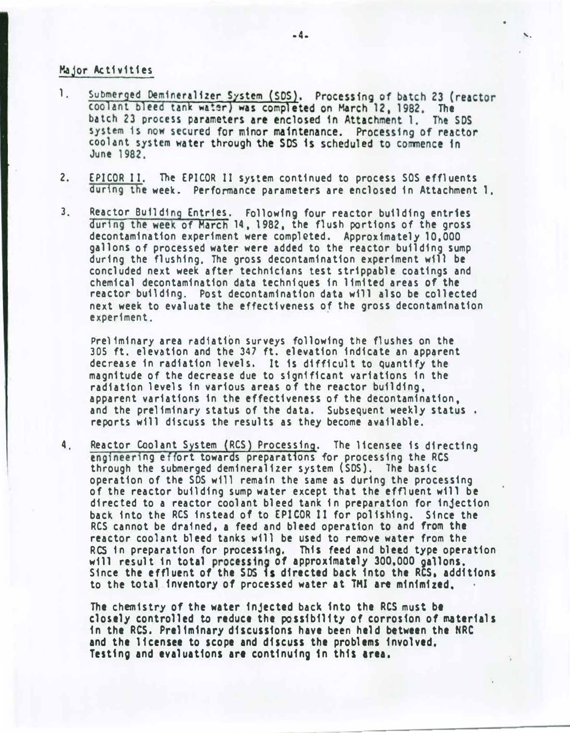## Major Activities

1. Submerged Demineralizer System (SDS). Processing of batch 23 (reactor coolant bleed tank water) was completed on March 12, 1982. The batch 23 process parameters are enclosed in Attachment 1. The SDS system is now secured for minor maintenance. Processing of reactor coolant system water through the SDS is scheduled to commence in June 1982.

2. EPICOR II. The EPICOR II system continued to process SDS effluents during the week. Performance parameters are enclosed in Attachment 1.

3. Reactor Building Entries. Following four reactor building entries during the week of March 14, 1982, the flush portions of the gross decontamination experiment were completed. Approximately 10,000 gallons of processed water were added to the reactor building sump during the flushing. The gross decontamination experiment will be concluded next week after technicians test strippable coatings and chemical decontamination data techniques in limited areas of the reactor building. Post decontamination data will also be collected next week to evaluate the effectiveness of the gross decontamination experiment.

   Preliminary area radiation surveys following the flushes on the 305 ft. elevation and the 347 ft. elevation indicate an apparent decrease in radiation levels. It is difficult to quantify the magnitude of the decrease due to significant variations in the radiation levels in various areas of the reactor building, apparent variations in the effectiveness of the decontamination, and the preliminary status of the data. Subsequent weekly status reports will discuss the results as they become available.

4. Reactor Coolant System (RCS) Processing. The licensee is directing engineering effort towards preparations for processing the RCS through the submerged demineralizer system (SDS). The basic operation of the SDS will remain the same as during the processing of the reactor building sump water except that the effluent will be directed to a reactor coolant bleed tank in preparation for injection back into the RCS instead of to EPICOR II for polishing. Since the RCS cannot be drained, a feed and bleed operation to and from the reactor coolant bleed tanks will be used to remove water from the RCS in preparation for processing. This feed and bleed type operation will result in total processing of approximately 300,000 gallons. Since the effluent of the SDS is directed back into the RCS, additions to the total inventory of processed water at TMI are minimized.

   The chemistry of the water injected back into the RCS must be closely controlled to reduce the possibility of corrosion of materials in the RCS. Preliminary discussions have been held between the NRC and the licensee to scope and discuss the problems involved. Testing and evaluations are continuing in this area.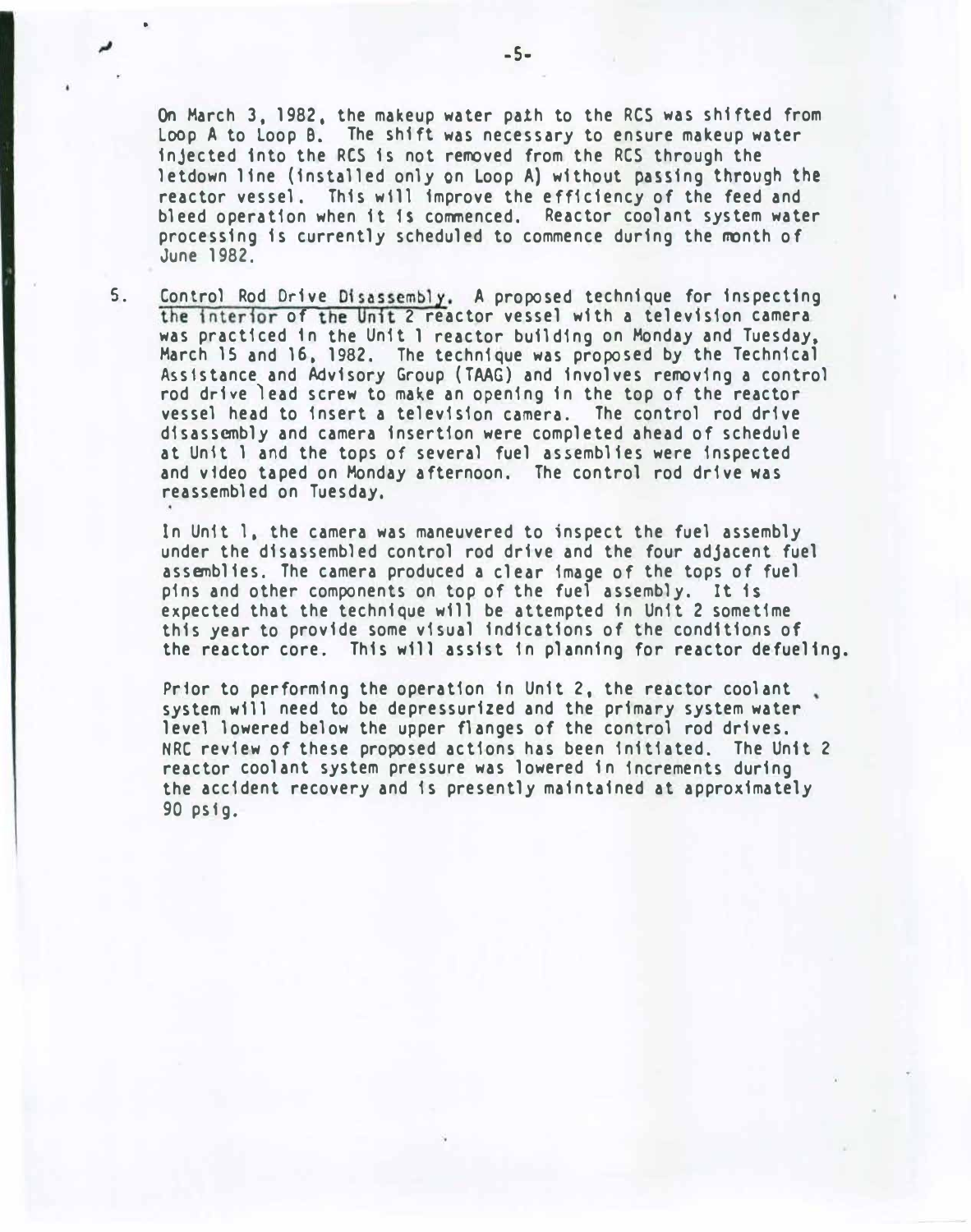On March 3, 1982, the makeup water path to the RCS was shifted from Loop A to Loop B. The shift was necessary to ensure makeup water injected into the RCS is not removed from the RCS through the letdown line (installed only on Loop A) without passing through the reactor vessel. This will improve the efficiency of the feed and bleed operation when it is commenced. Reactor coolant system water processing is currently scheduled to commence during the month of June 1982.

5. Control Rod Drive Disassembly. A proposed technique for inspecting the interior of the Unit 2 reactor vessel with a television camera was practiced in the Unit 1 reactor building on Monday and Tuesday, March 15 and 16, 1982. The technique was proposed by the Technical Assistance and Advisory Group (TAAG) and involves removing a control rod drive lead screw to make an opening in the top of the reactor vessel head to insert a television camera. The control rod drive disassembly and camera insertion were completed ahead of schedule at Unit 1 and the tops of several fuel assemblies were inspected and video taped on Monday afternoon. The control rod drive was reassembled on Tuesday.

   In Unit 1, the camera was maneuvered to inspect the fuel assembly under the disassembled control rod drive and the four adjacent fuel assemblies. The camera produced a clear image of the tops of fuel pins and other components on top of the fuel assembly. It is expected that the technique will be attempted in Unit 2 sometime this year to provide some visual indications of the conditions of the reactor core. This will assist in planning for reactor defueling.

   Prior to performing the operation in Unit 2, the reactor coolant system will need to be depressurized and the primary system water level lowered below the upper flanges of the control rod drives. NRC review of these proposed actions has been initiated. The Unit 2 reactor coolant system pressure was lowered in increments during the accident recovery and is presently maintained at approximately 90 psig.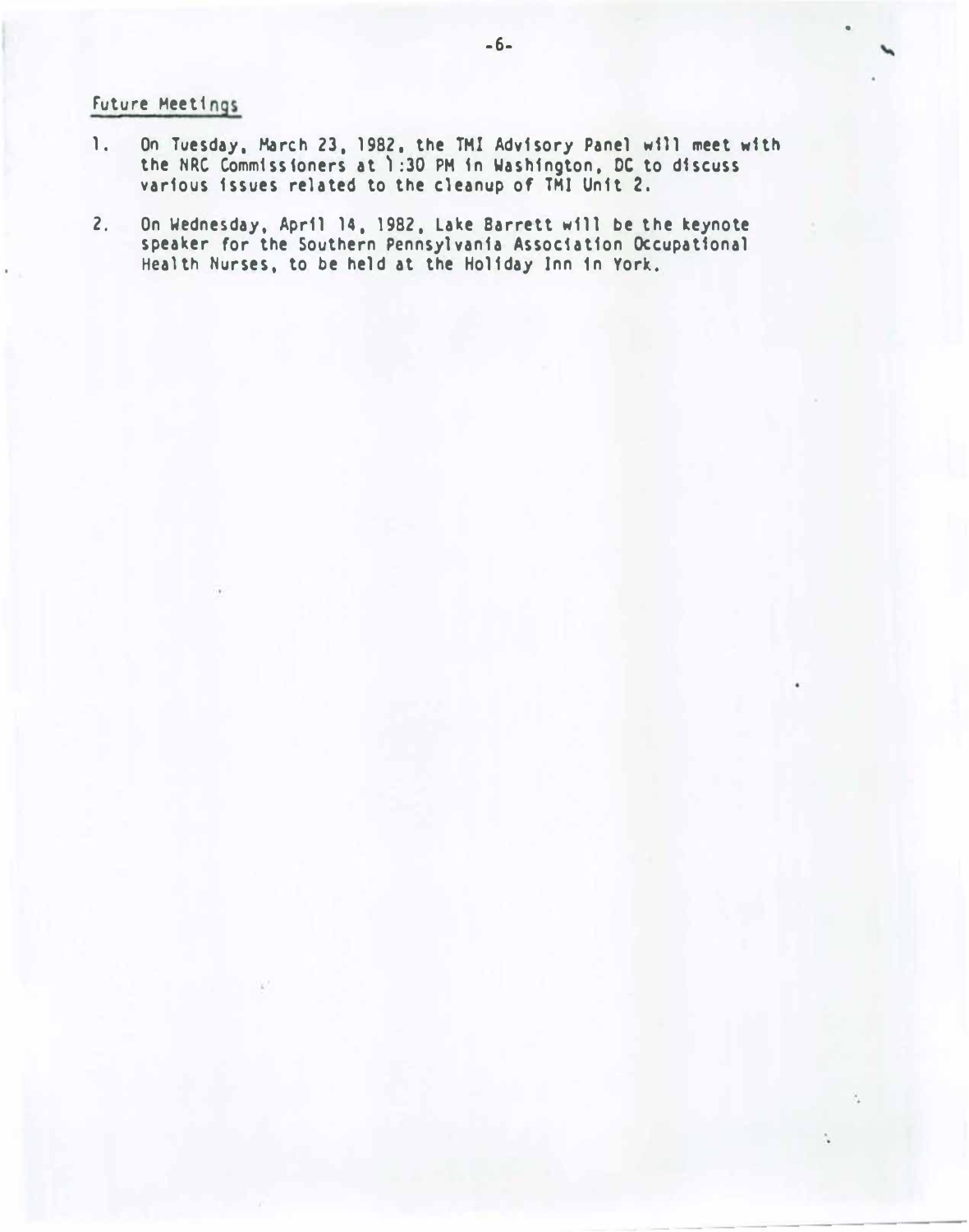Future Meetings

1. On Tuesday, March 23, 1982, the TMI Advisory Panel will meet with the NRC Commissioners at 1:30 PM in Washington, DC to discuss various issues related to the cleanup of TMI Unit 2.

2. On Wednesday, April 14, 1982, Lake Barrett will be the keynote speaker for the Southern Pennsylvania Association Occupational Health Nurses, to be held at the Holiday Inn in York.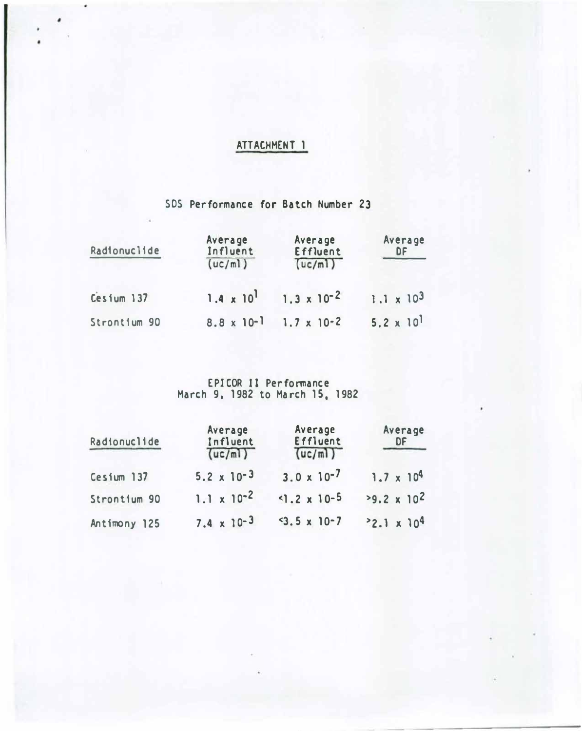## ATTACHMENT 1

### SDS Performance for Batch Number 23

| Radionuclide | Average Influent (uc/ml) | Average Effluent (uc/ml) | Average DF |
|---|---|---|---|
| Cesium 137 | $1.4 \times 10^{1}$ | $1.3 \times 10^{-2}$ | $1.1 \times 10^{3}$ |
| Strontium 90 | $8.8 \times 10^{-1}$ | $1.7 \times 10^{-2}$ | $5.2 \times 10^{1}$ |

### EPICOR II Performance
### March 9, 1982 to March 15, 1982

| Radionuclide | Average Influent (uc/ml) | Average Effluent (uc/ml) | Average DF |
|---|---|---|---|
| Cesium 137 | $5.2 \times 10^{-3}$ | $3.0 \times 10^{-7}$ | $1.7 \times 10^{4}$ |
| Strontium 90 | $1.1 \times 10^{-2}$ | $<1.2 \times 10^{-5}$ | $>9.2 \times 10^{2}$ |
| Antimony 125 | $7.4 \times 10^{-3}$ | $<3.5 \times 10^{-7}$ | $>2.1 \times 10^{4}$ |